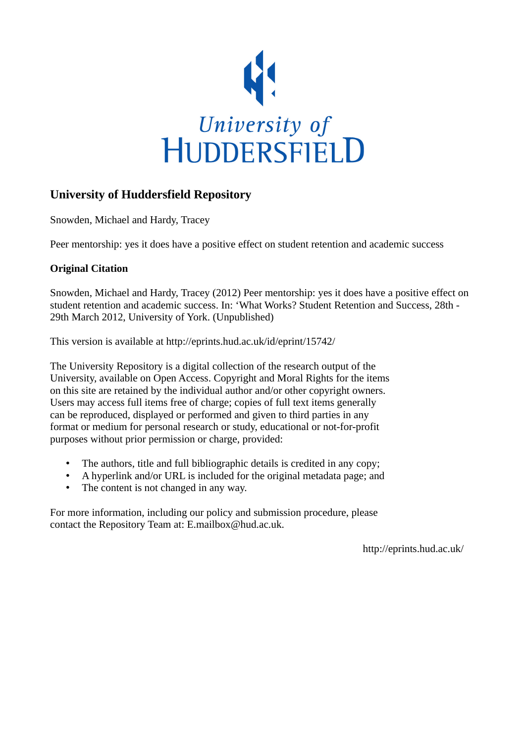University of HUDDERSFIELD

## University of Huddersfield Repository

Snowden, Michael and Hardy, Tracey

Peer mentorship: yes it does have a positive effect on student retention and academic success

### Original Citation

Snowden, Michael and Hardy, Tracey (2012) Peer mentorship: yes it does have a positive effect on student retention and academic success. In: 'What Works? Student Retention and Success, 28th - 29th March 2012, University of York. (Unpublished)

This version is available at http://eprints.hud.ac.uk/id/eprint/15742/

The University Repository is a digital collection of the research output of the University, available on Open Access. Copyright and Moral Rights for the items on this site are retained by the individual author and/or other copyright owners. Users may access full items free of charge; copies of full text items generally can be reproduced, displayed or performed and given to third parties in any format or medium for personal research or study, educational or not-for-profit purposes without prior permission or charge, provided:

- The authors, title and full bibliographic details is credited in any copy;
- A hyperlink and/or URL is included for the original metadata page; and
- The content is not changed in any way.

For more information, including our policy and submission procedure, please contact the Repository Team at: E.mailbox@hud.ac.uk.

http://eprints.hud.ac.uk/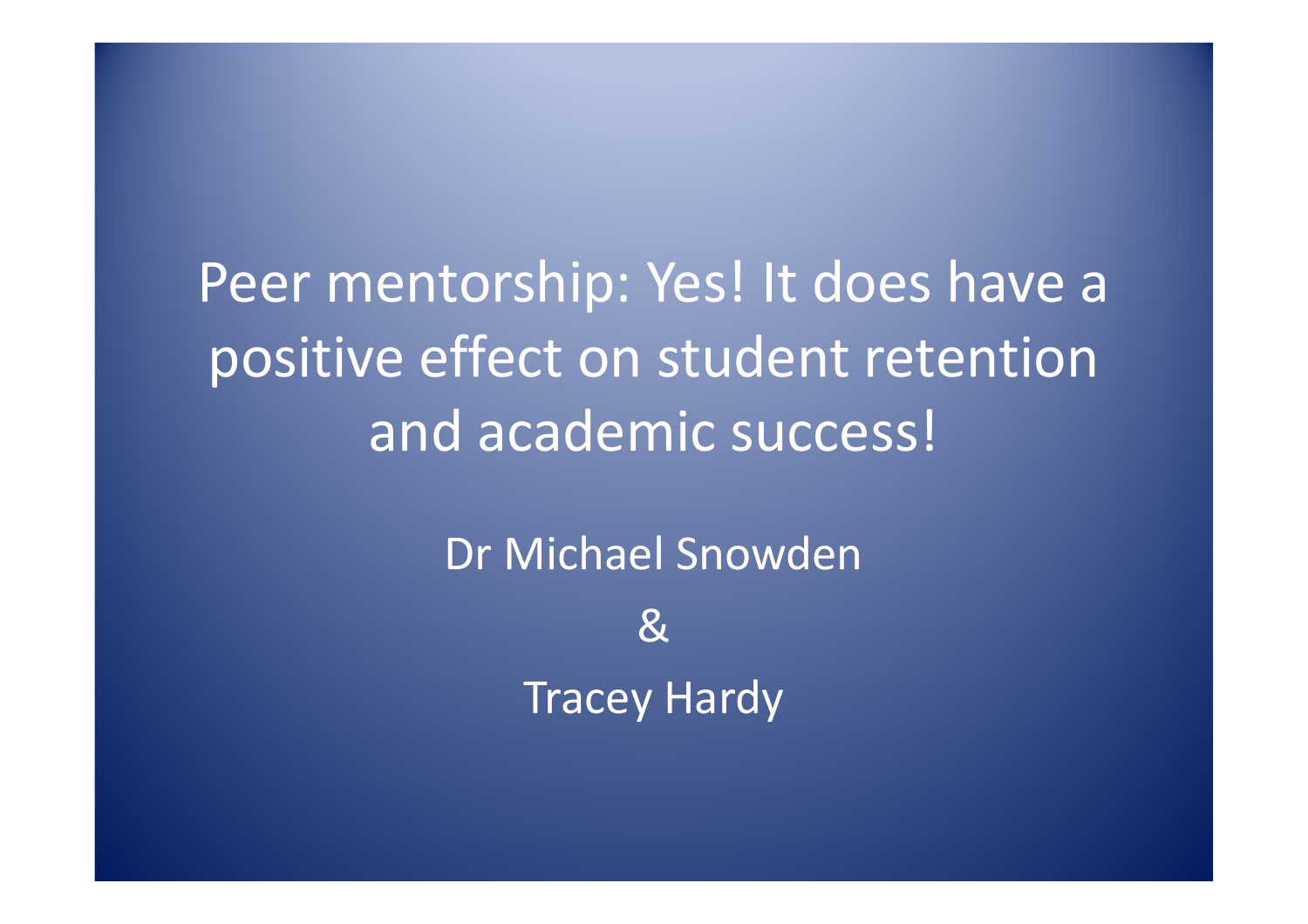# Peer mentorship: Yes! It does have a positive effect on student retention and academic success!

Dr Michael Snowden

&

Tracey Hardy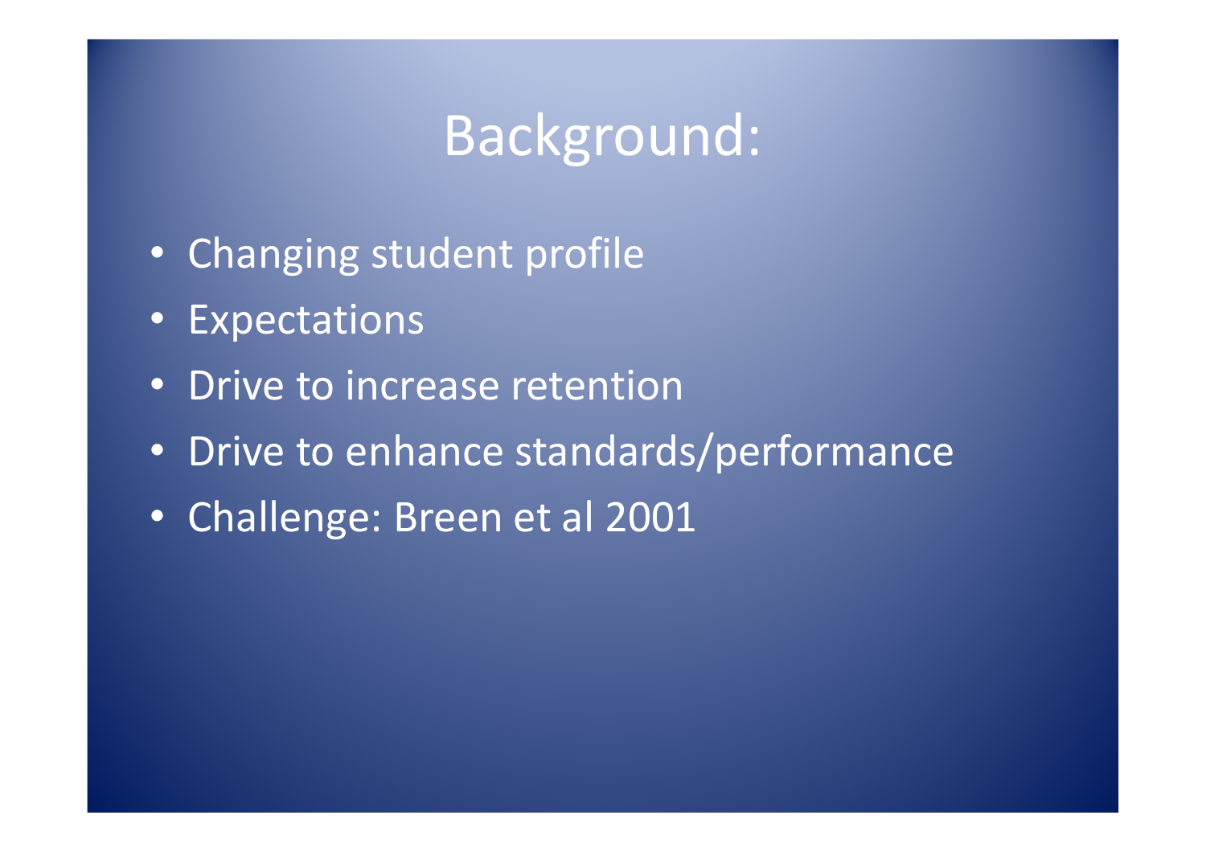# Background:

- Changing student profile
- Expectations
- Drive to increase retention
- Drive to enhance standards/performance
- Challenge: Breen et al 2001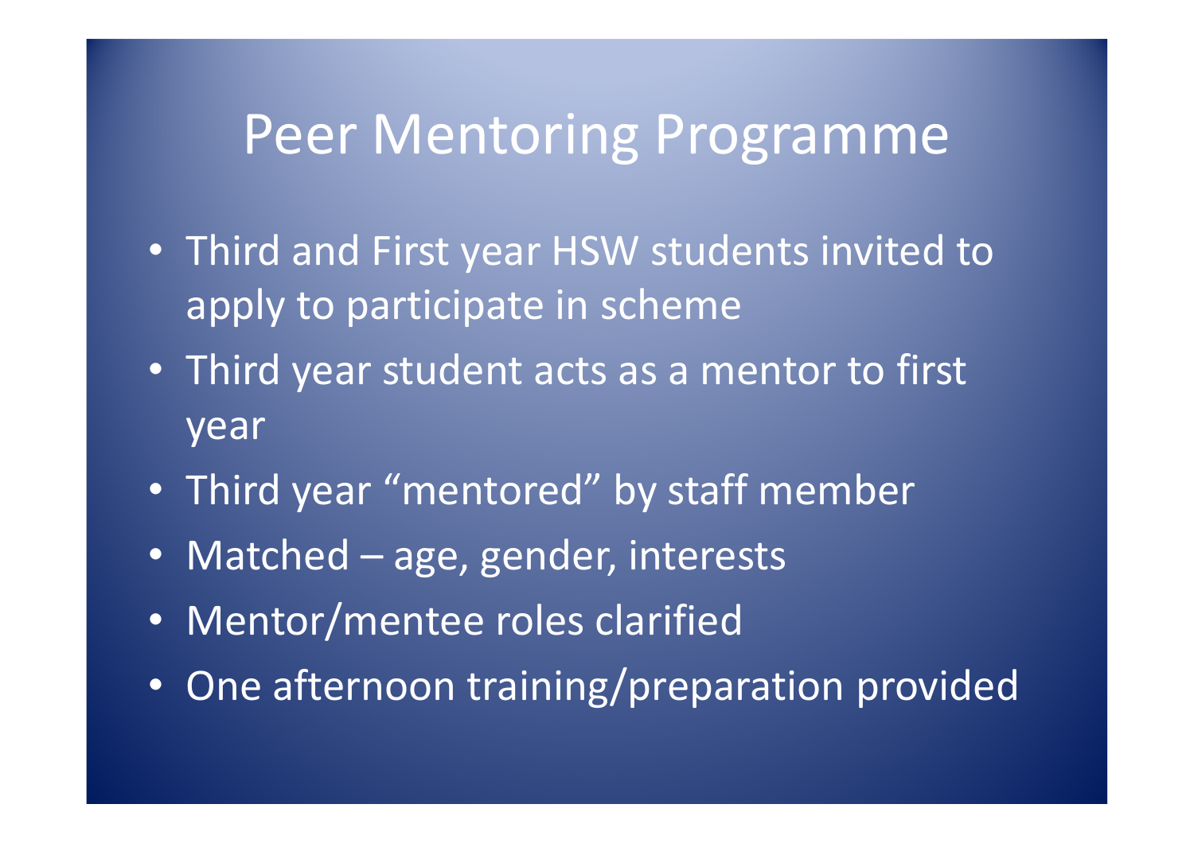# Peer Mentoring Programme

- Third and First year HSW students invited to apply to participate in scheme
- Third year student acts as a mentor to first year
- Third year "mentored" by staff member
- Matched – age, gender, interests
- Mentor/mentee roles clarified
- One afternoon training/preparation provided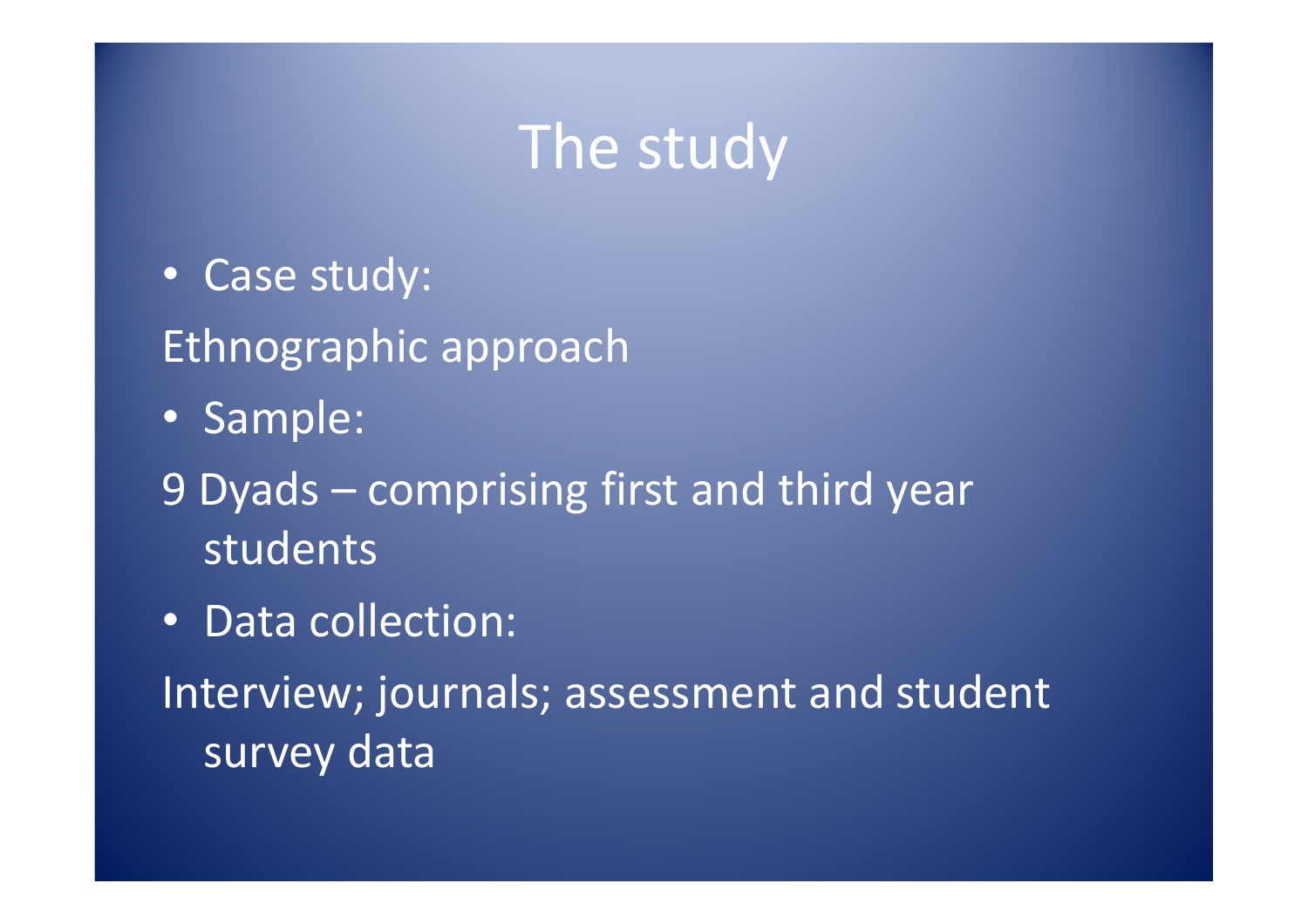# The study

- Case study:

Ethnographic approach

- Sample:

9 Dyads – comprising first and third year students

- Data collection:

Interview; journals; assessment and student survey data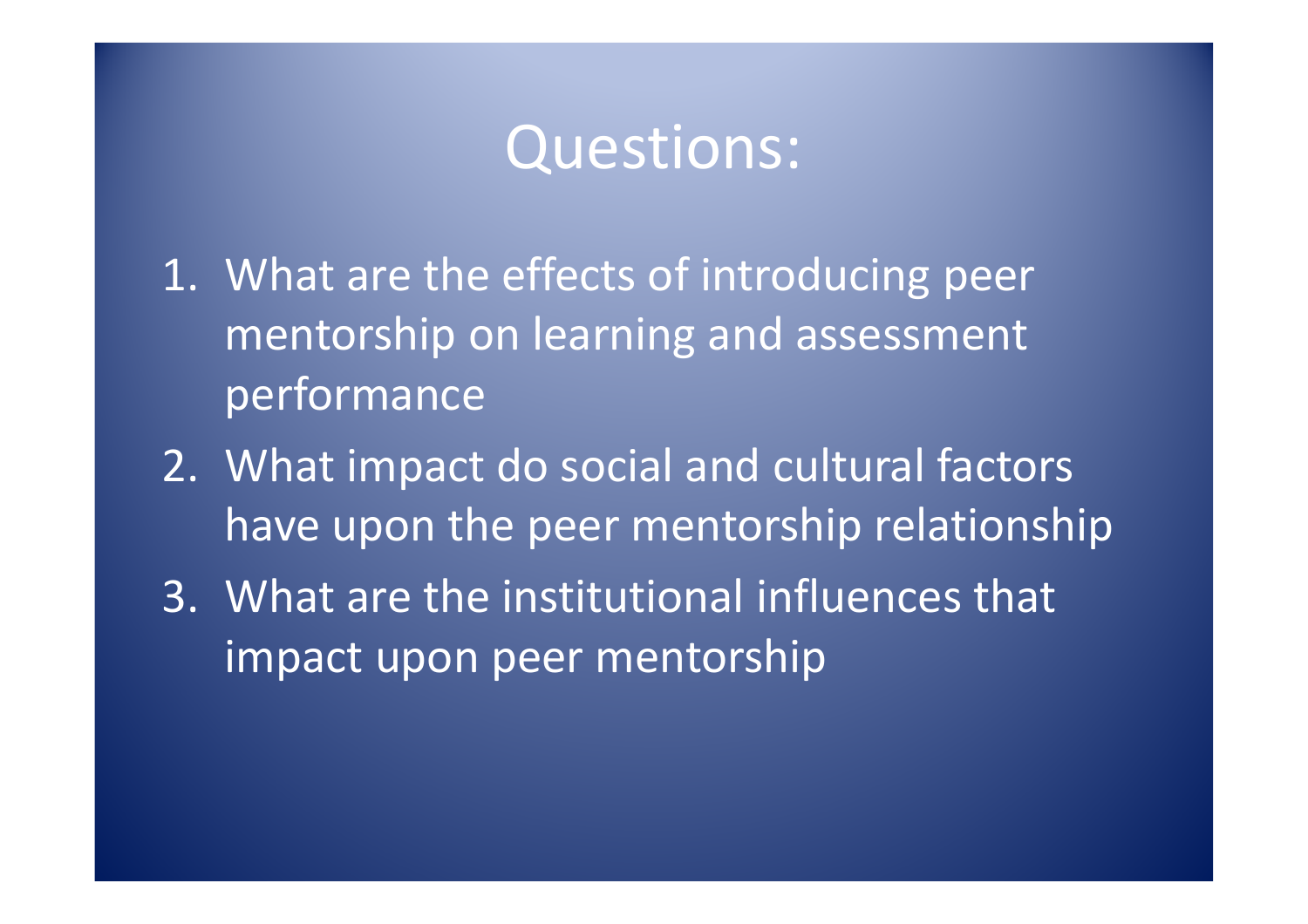# Questions:

1. What are the effects of introducing peer mentorship on learning and assessment performance
2. What impact do social and cultural factors have upon the peer mentorship relationship
3. What are the institutional influences that impact upon peer mentorship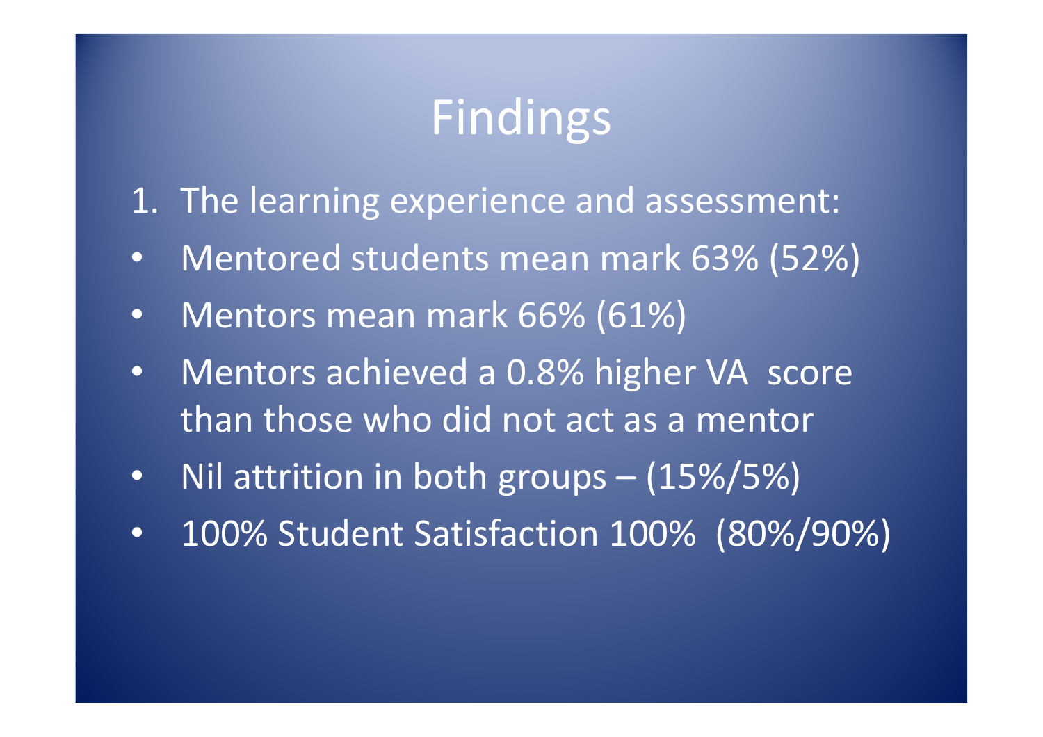# Findings

1. The learning experience and assessment:

- Mentored students mean mark 63% (52%)
- Mentors mean mark 66% (61%)
- Mentors achieved a 0.8% higher VA score than those who did not act as a mentor
- Nil attrition in both groups – (15%/5%)
- 100% Student Satisfaction 100% (80%/90%)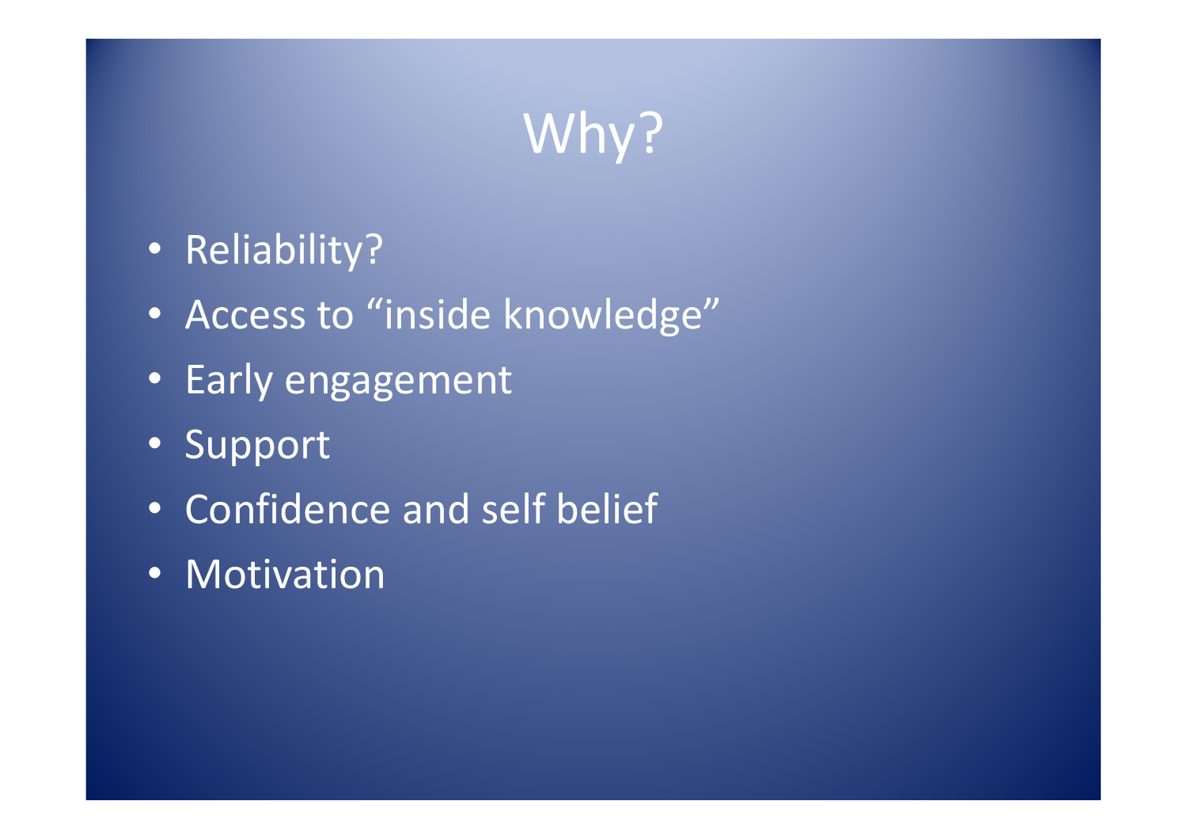# Why?

- Reliability?
- Access to “inside knowledge”
- Early engagement
- Support
- Confidence and self belief
- Motivation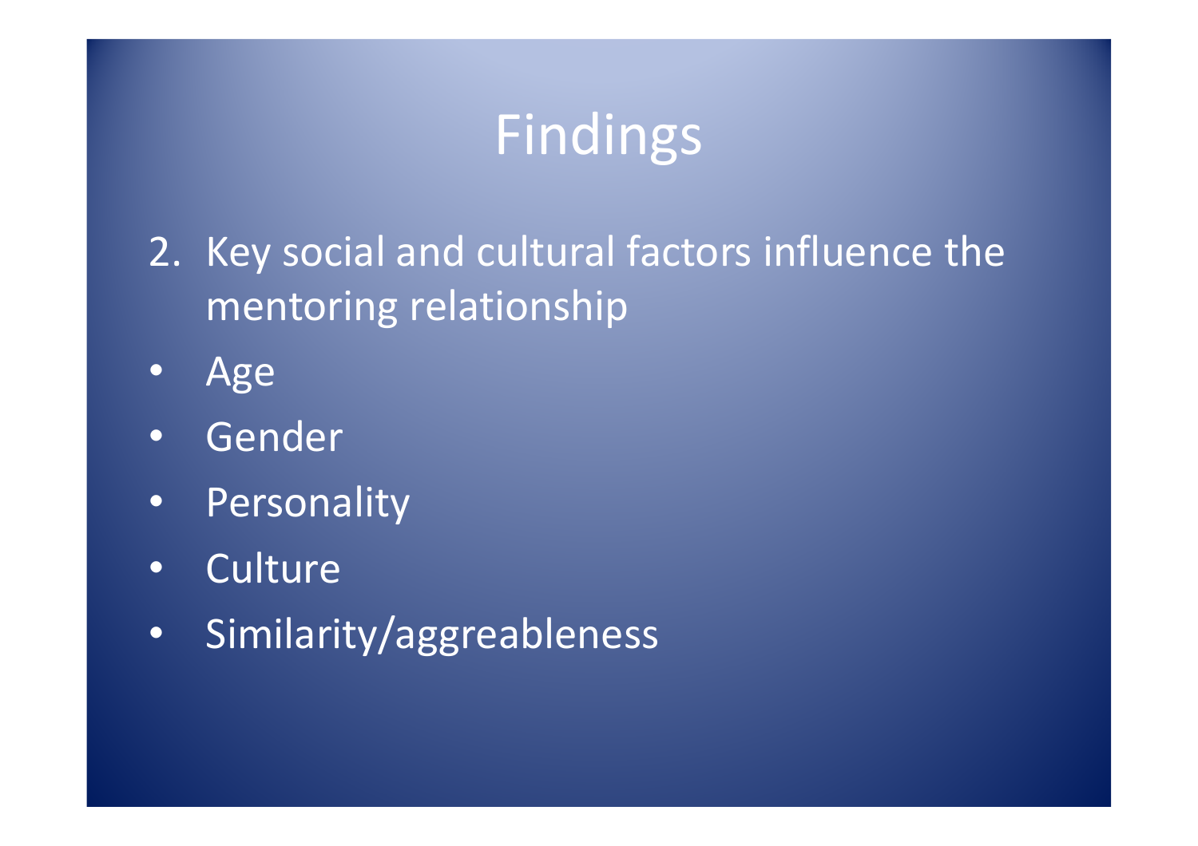# Findings

2. Key social and cultural factors influence the mentoring relationship

- Age
- Gender
- Personality
- Culture
- Similarity/aggreableness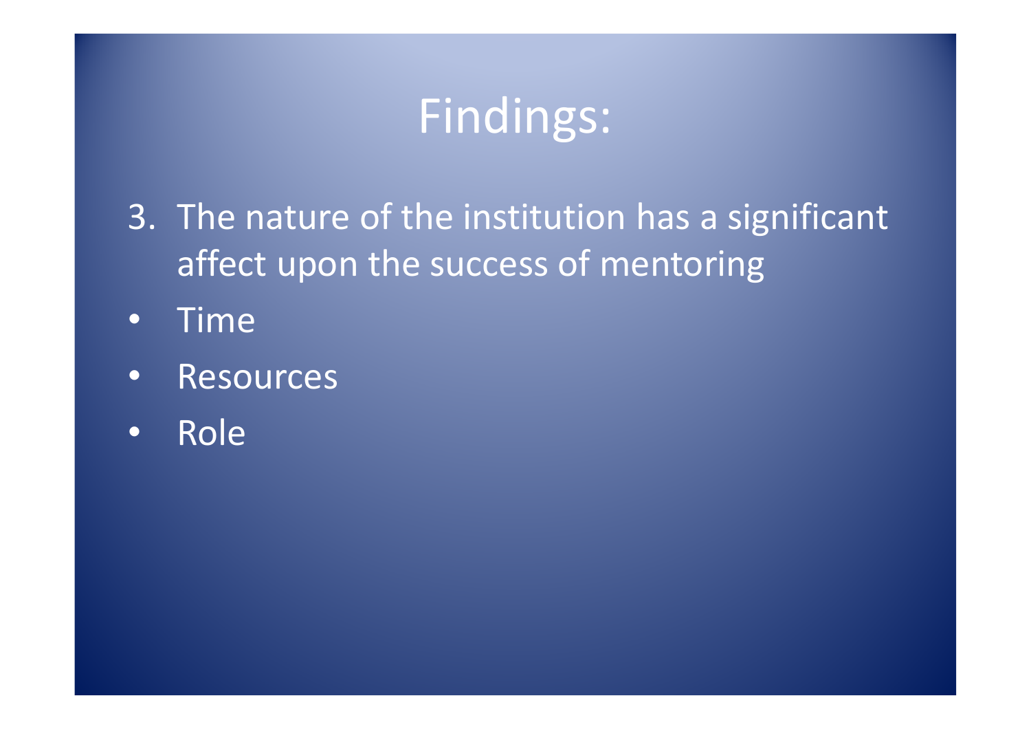# Findings:

3. The nature of the institution has a significant affect upon the success of mentoring

- Time
- Resources
- Role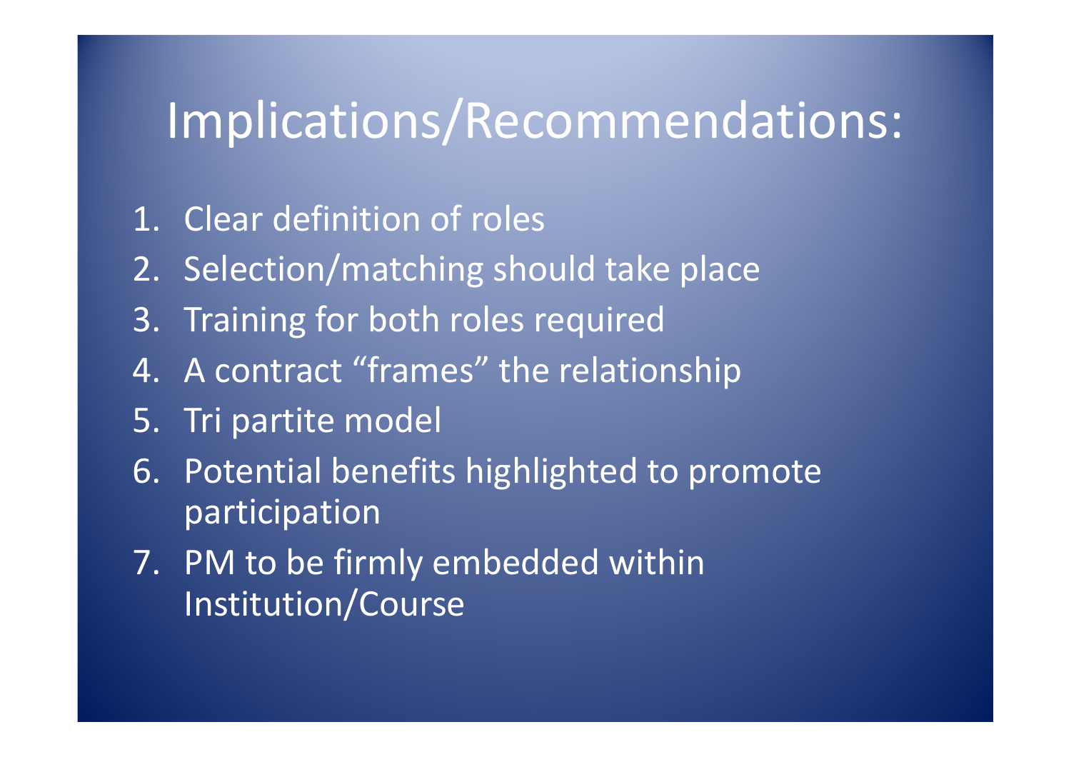# Implications/Recommendations:

1. Clear definition of roles
2. Selection/matching should take place
3. Training for both roles required
4. A contract “frames” the relationship
5. Tri partite model
6. Potential benefits highlighted to promote participation
7. PM to be firmly embedded within Institution/Course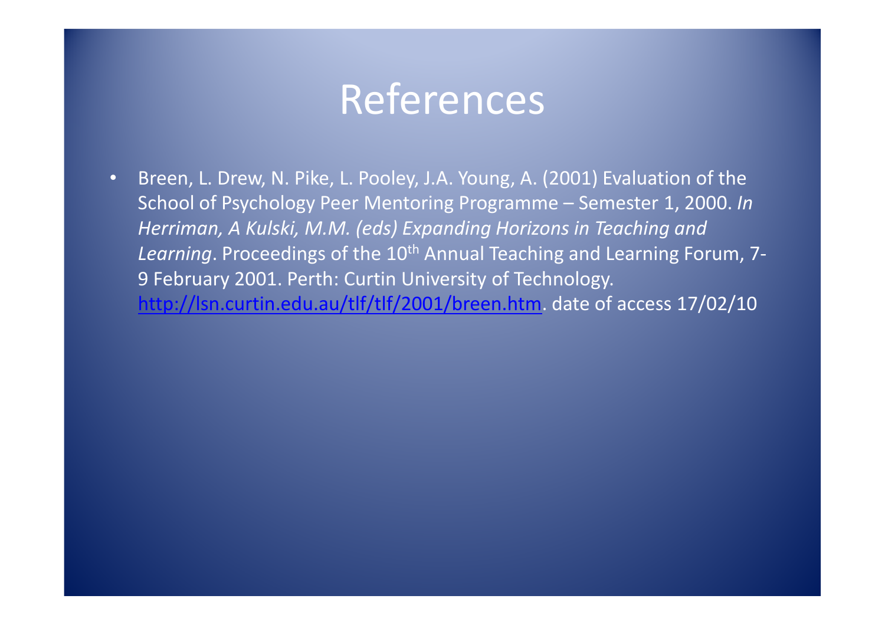# References

- Breen, L. Drew, N. Pike, L. Pooley, J.A. Young, A. (2001) Evaluation of the School of Psychology Peer Mentoring Programme – Semester 1, 2000. *In Herriman, A Kulski, M.M. (eds) Expanding Horizons in Teaching and Learning*. Proceedings of the 10th Annual Teaching and Learning Forum, 7-9 February 2001. Perth: Curtin University of Technology. [http://lsn.curtin.edu.au/tlf/tlf/2001/breen.htm](http://lsn.curtin.edu.au/tlf/tlf/2001/breen.htm). date of access 17/02/10